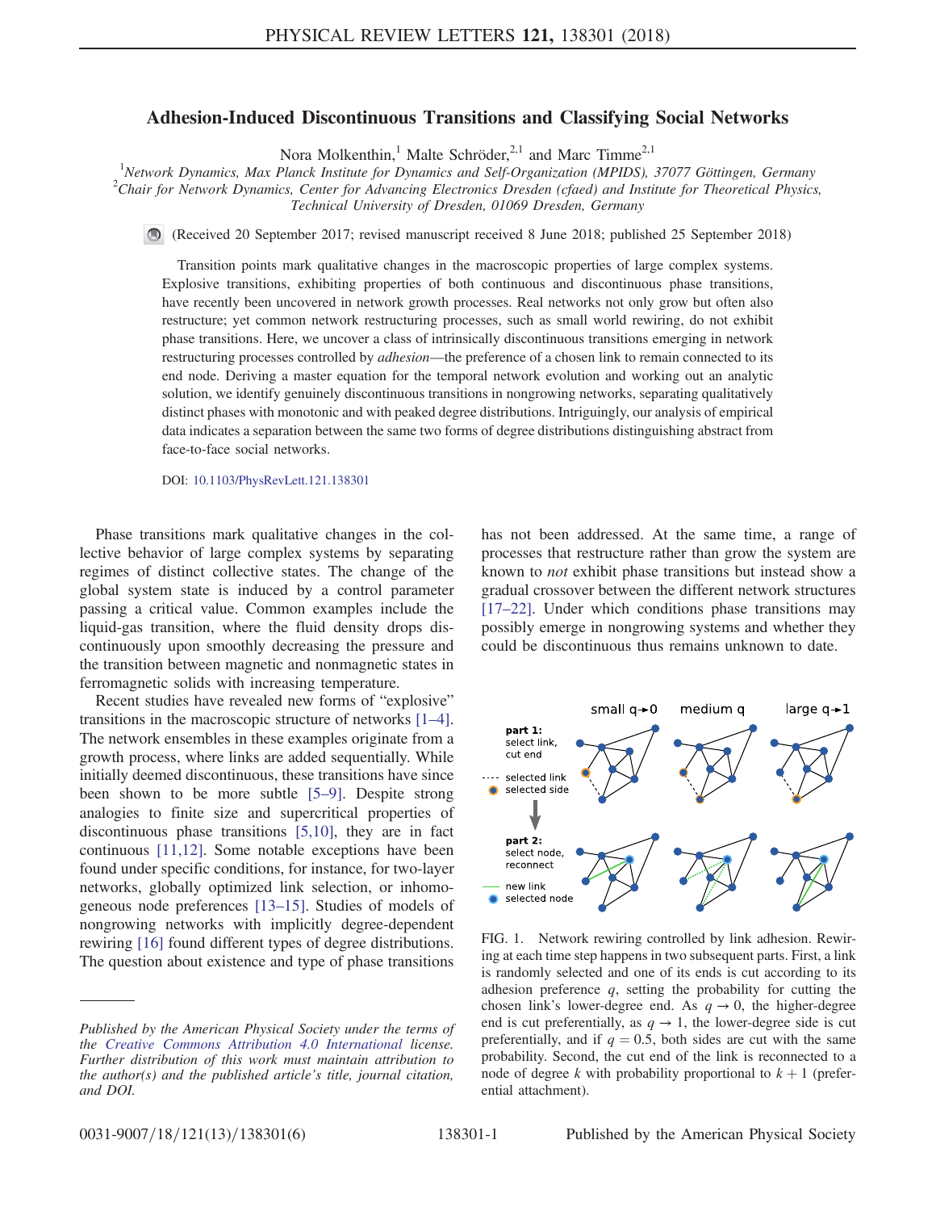# Adhesion-Induced Discontinuous Transitions and Classifying Social Networks

Nora Molkenthin,[1] Malte Schröder,[2,1] and Marc Timme[2,1]

[1]Network Dynamics, Max Planck Institute for Dynamics and Self-Organization (MPIDS), 37077 Göttingen, Germany
[2]Chair for Network Dynamics, Center for Advancing Electronics Dresden (cfaed) and Institute for Theoretical Physics, Technical University of Dresden, 01069 Dresden, Germany

(Received 20 September 2017; revised manuscript received 8 June 2018; published 25 September 2018)

Transition points mark qualitative changes in the macroscopic properties of large complex systems. Explosive transitions, exhibiting properties of both continuous and discontinuous phase transitions, have recently been uncovered in network growth processes. Real networks not only grow but often also restructure; yet common network restructuring processes, such as small world rewiring, do not exhibit phase transitions. Here, we uncover a class of intrinsically discontinuous transitions emerging in network restructuring processes controlled by *adhesion*—the preference of a chosen link to remain connected to its end node. Deriving a master equation for the temporal network evolution and working out an analytic solution, we identify genuinely discontinuous transitions in nongrowing networks, separating qualitatively distinct phases with monotonic and with peaked degree distributions. Intriguingly, our analysis of empirical data indicates a separation between the same two forms of degree distributions distinguishing abstract from face-to-face social networks.

DOI: 10.1103/PhysRevLett.121.138301

Phase transitions mark qualitative changes in the collective behavior of large complex systems by separating regimes of distinct collective states. The change of the global system state is induced by a control parameter passing a critical value. Common examples include the liquid-gas transition, where the fluid density drops discontinuously upon smoothly decreasing the pressure and the transition between magnetic and nonmagnetic states in ferromagnetic solids with increasing temperature.

Recent studies have revealed new forms of "explosive" transitions in the macroscopic structure of networks [1–4]. The network ensembles in these examples originate from a growth process, where links are added sequentially. While initially deemed discontinuous, these transitions have since been shown to be more subtle [5–9]. Despite strong analogies to finite size and supercritical properties of discontinuous phase transitions [5,10], they are in fact continuous [11,12]. Some notable exceptions have been found under specific conditions, for instance, for two-layer networks, globally optimized link selection, or inhomogeneous node preferences [13–15]. Studies of models of nongrowing networks with implicitly degree-dependent rewiring [16] found different types of degree distributions. The question about existence and type of phase transitions has not been addressed. At the same time, a range of processes that restructure rather than grow the system are known to *not* exhibit phase transitions but instead show a gradual crossover between the different network structures [17–22]. Under which conditions phase transitions may possibly emerge in nongrowing systems and whether they could be discontinuous thus remains unknown to date.

FIG. 1. Network rewiring controlled by link adhesion. Rewiring at each time step happens in two subsequent parts. First, a link is randomly selected and one of its ends is cut according to its adhesion preference $q$, setting the probability for cutting the chosen link's lower-degree end. As $q \to 0$, the higher-degree end is cut preferentially, as $q \to 1$, the lower-degree side is cut preferentially, and if $q = 0.5$, both sides are cut with the same probability. Second, the cut end of the link is reconnected to a node of degree $k$ with probability proportional to $k + 1$ (preferential attachment).

*Published by the American Physical Society under the terms of the Creative Commons Attribution 4.0 International license. Further distribution of this work must maintain attribution to the author(s) and the published article's title, journal citation, and DOI.*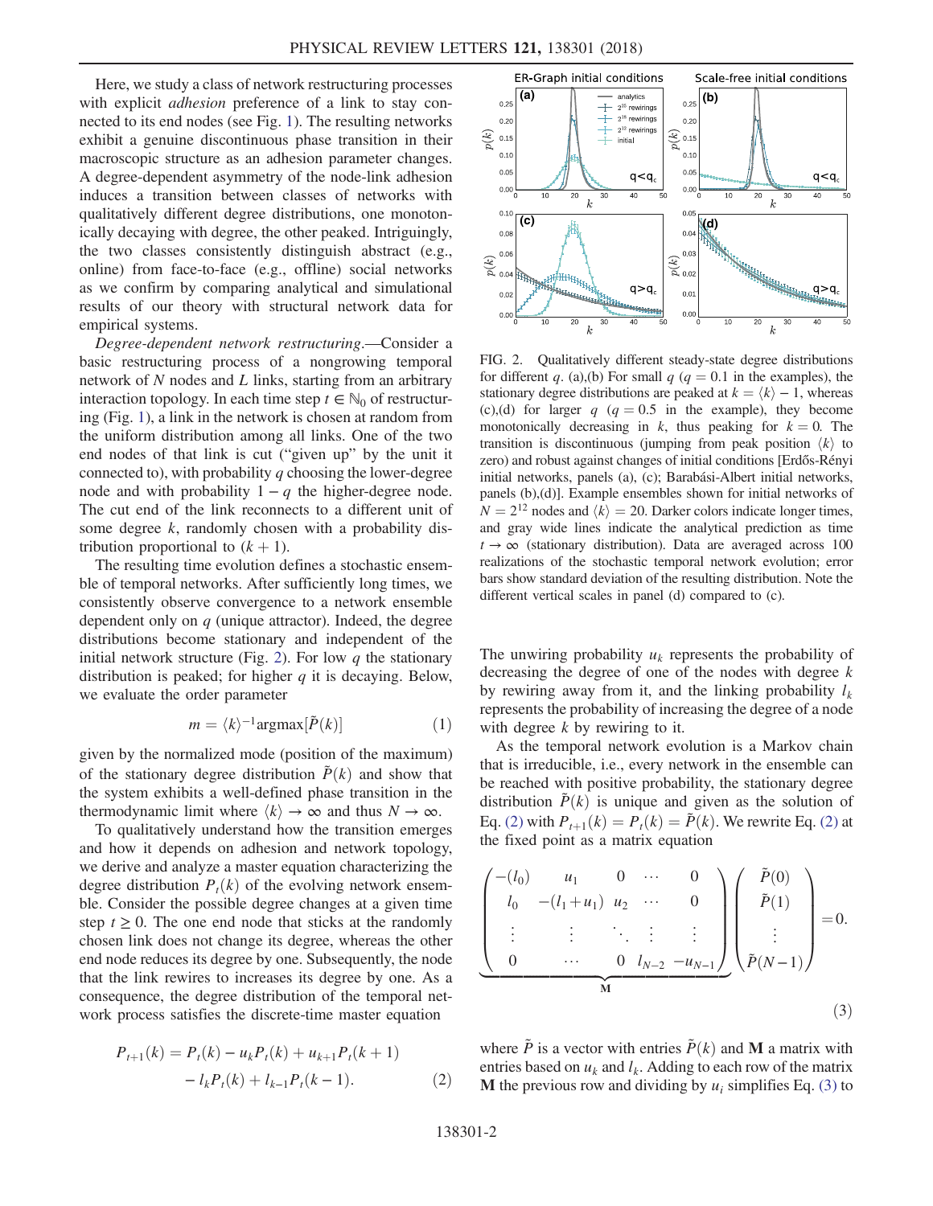Here, we study a class of network restructuring processes with explicit *adhesion* preference of a link to stay connected to its end nodes (see Fig. 1). The resulting networks exhibit a genuine discontinuous phase transition in their macroscopic structure as an adhesion parameter changes. A degree-dependent asymmetry of the node-link adhesion induces a transition between classes of networks with qualitatively different degree distributions, one monotonically decaying with degree, the other peaked. Intriguingly, the two classes consistently distinguish abstract (e.g., online) from face-to-face (e.g., offline) social networks as we confirm by comparing analytical and simulational results of our theory with structural network data for empirical systems.

*Degree-dependent network restructuring.*—Consider a basic restructuring process of a nongrowing temporal network of $N$ nodes and $L$ links, starting from an arbitrary interaction topology. In each time step $t \in \mathbb{N}_0$ of restructuring (Fig. 1), a link in the network is chosen at random from the uniform distribution among all links. One of the two end nodes of that link is cut ("given up" by the unit it connected to), with probability $q$ choosing the lower-degree node and with probability $1-q$ the higher-degree node. The cut end of the link reconnects to a different unit of some degree $k$, randomly chosen with a probability distribution proportional to $(k+1)$.

The resulting time evolution defines a stochastic ensemble of temporal networks. After sufficiently long times, we consistently observe convergence to a network ensemble dependent only on $q$ (unique attractor). Indeed, the degree distributions become stationary and independent of the initial network structure (Fig. 2). For low $q$ the stationary distribution is peaked; for higher $q$ it is decaying. Below, we evaluate the order parameter

$$m = \langle k \rangle^{-1} \mathrm{argmax}[\tilde{P}(k)] \tag{1}$$

given by the normalized mode (position of the maximum) of the stationary degree distribution $\tilde{P}(k)$ and show that the system exhibits a well-defined phase transition in the thermodynamic limit where $\langle k \rangle \to \infty$ and thus $N \to \infty$.

To qualitatively understand how the transition emerges and how it depends on adhesion and network topology, we derive and analyze a master equation characterizing the degree distribution $P_t(k)$ of the evolving network ensemble. Consider the possible degree changes at a given time step $t \geq 0$. The one end node that sticks at the randomly chosen link does not change its degree, whereas the other end node reduces its degree by one. Subsequently, the node that the link rewires to increases its degree by one. As a consequence, the degree distribution of the temporal network process satisfies the discrete-time master equation

$$P_{t+1}(k) = P_t(k) - u_k P_t(k) + u_{k+1} P_t(k+1) - l_k P_t(k) + l_{k-1} P_t(k-1). \tag{2}$$

FIG. 2. Qualitatively different steady-state degree distributions for different $q$. (a),(b) For small $q$ ($q = 0.1$ in the examples), the stationary degree distributions are peaked at $k = \langle k \rangle - 1$, whereas (c),(d) for larger $q$ ($q = 0.5$ in the example), they become monotonically decreasing in $k$, thus peaking for $k = 0$. The transition is discontinuous (jumping from peak position $\langle k \rangle$ to zero) and robust against changes of initial conditions [Erdős-Rényi initial networks, panels (a), (c); Barabási-Albert initial networks, panels (b),(d)]. Example ensembles shown for initial networks of $N = 2^{12}$ nodes and $\langle k \rangle = 20$. Darker colors indicate longer times, and gray wide lines indicate the analytical prediction as time $t \to \infty$ (stationary distribution). Data are averaged across 100 realizations of the stochastic temporal network evolution; error bars show standard deviation of the resulting distribution. Note the different vertical scales in panel (d) compared to (c).

The unwiring probability $u_k$ represents the probability of decreasing the degree of one of the nodes with degree $k$ by rewiring away from it, and the linking probability $l_k$ represents the probability of increasing the degree of a node with degree $k$ by rewiring to it.

As the temporal network evolution is a Markov chain that is irreducible, i.e., every network in the ensemble can be reached with positive probability, the stationary degree distribution $\tilde{P}(k)$ is unique and given as the solution of Eq. (2) with $P_{t+1}(k) = P_t(k) = \tilde{P}(k)$. We rewrite Eq. (2) at the fixed point as a matrix equation

$$\underbrace{\begin{pmatrix} -(l_0) & u_1 & 0 & \cdots & 0 \\ l_0 & -(l_1 + u_1) & u_2 & \cdots & 0 \\ \vdots & \vdots & \ddots & \vdots & \vdots \\ 0 & \cdots & 0 & l_{N-2} & -u_{N-1} \end{pmatrix}}_{\mathbf{M}} \begin{pmatrix} \tilde{P}(0) \\ \tilde{P}(1) \\ \vdots \\ \tilde{P}(N-1) \end{pmatrix} = 0. \tag{3}$$

where $\tilde{P}$ is a vector with entries $\tilde{P}(k)$ and $\mathbf{M}$ a matrix with entries based on $u_k$ and $l_k$. Adding to each row of the matrix $\mathbf{M}$ the previous row and dividing by $u_i$ simplifies Eq. (3) to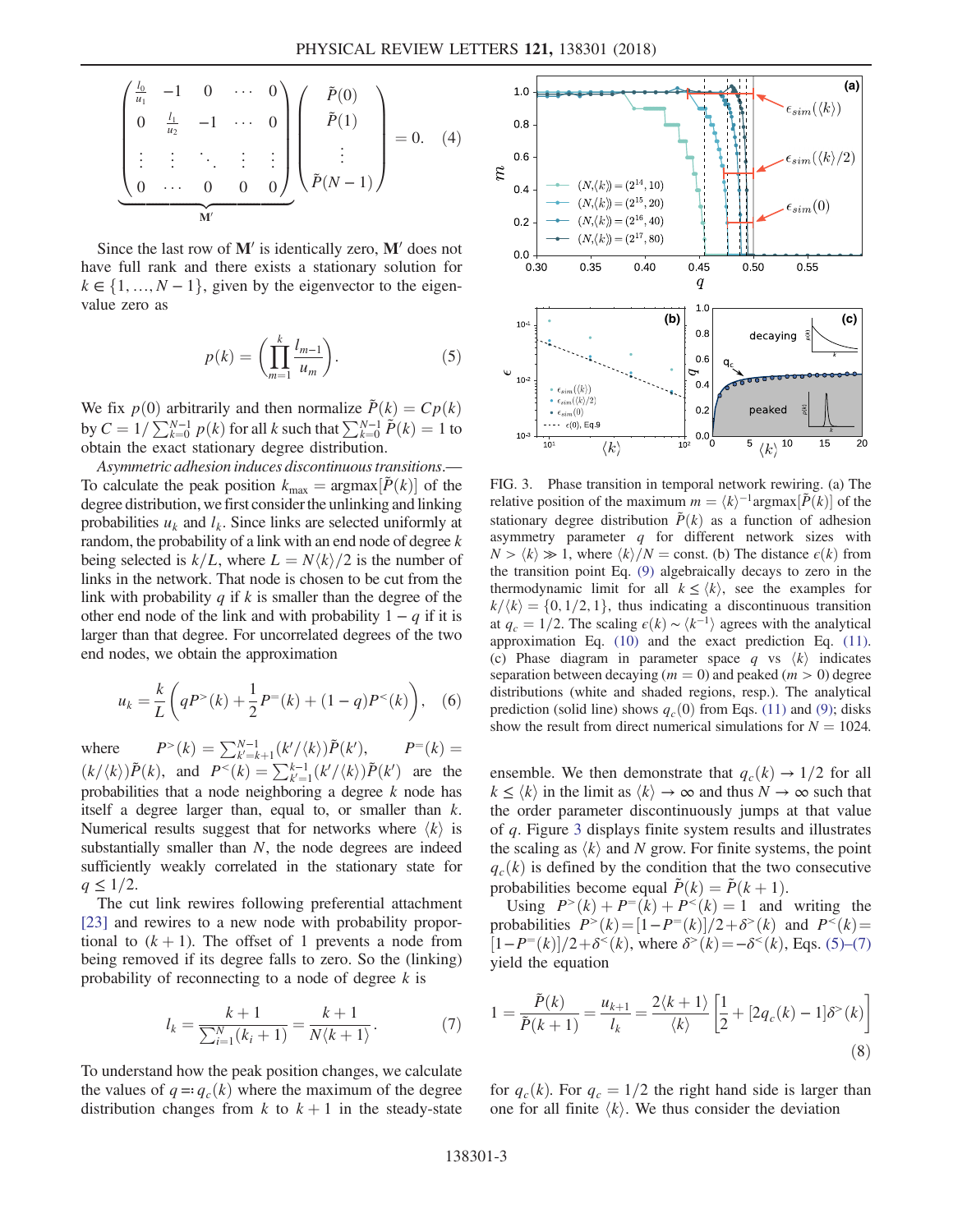$$
\underbrace{\begin{pmatrix} \frac{l_0}{u_1} & -1 & 0 & \cdots & 0 \\ 0 & \frac{l_1}{u_2} & -1 & \cdots & 0 \\ \vdots & \vdots & \ddots & \vdots & \vdots \\ 0 & \cdots & 0 & 0 & 0 \end{pmatrix}}_{\mathbf{M}'} \begin{pmatrix} \tilde{P}(0) \\ \tilde{P}(1) \\ \vdots \\ \tilde{P}(N-1) \end{pmatrix} = 0. \quad (4)
$$

Since the last row of $\mathbf{M}'$ is identically zero, $\mathbf{M}'$ does not have full rank and there exists a stationary solution for $k \in \{1, ..., N-1\}$, given by the eigenvector to the eigenvalue zero as

$$
p(k) = \left( \prod_{m=1}^{k} \frac{l_{m-1}}{u_m} \right). \quad (5)
$$

We fix $p(0)$ arbitrarily and then normalize $\tilde{P}(k) = Cp(k)$ by $C = 1/\sum_{k=0}^{N-1} p(k)$ for all $k$ such that $\sum_{k=0}^{N-1} \tilde{P}(k) = 1$ to obtain the exact stationary degree distribution.

*Asymmetric adhesion induces discontinuous transitions.*—To calculate the peak position $k_{\max} = \mathrm{argmax}[\tilde{P}(k)]$ of the degree distribution, we first consider the unlinking and linking probabilities $u_k$ and $l_k$. Since links are selected uniformly at random, the probability of a link with an end node of degree $k$ being selected is $k/L$, where $L = N\langle k \rangle/2$ is the number of links in the network. That node is chosen to be cut from the link with probability $q$ if $k$ is smaller than the degree of the other end node of the link and with probability $1-q$ if it is larger than that degree. For uncorrelated degrees of the two end nodes, we obtain the approximation

$$
u_k = \frac{k}{L} \left( q P^{>}(k) + \frac{1}{2} P^{=}(k) + (1-q) P^{<}(k) \right), \quad (6)
$$

where $P^{>}(k) = \sum_{k'=k+1}^{N-1} (k'/\langle k \rangle) \tilde{P}(k')$, $P^{=}(k) = (k/\langle k \rangle) \tilde{P}(k)$, and $P^{<}(k) = \sum_{k'=1}^{k-1} (k'/\langle k \rangle) \tilde{P}(k')$ are the probabilities that a node neighboring a degree $k$ node has itself a degree larger than, equal to, or smaller than $k$. Numerical results suggest that for networks where $\langle k \rangle$ is substantially smaller than $N$, the node degrees are indeed sufficiently weakly correlated in the stationary state for $q \lesssim 1/2$.

The cut link rewires following preferential attachment [23] and rewires to a new node with probability proportional to $(k+1)$. The offset of 1 prevents a node from being removed if its degree falls to zero. So the (linking) probability of reconnecting to a node of degree $k$ is

$$
l_k = \frac{k+1}{\sum_{i=1}^{N} (k_i + 1)} = \frac{k+1}{N\langle k+1 \rangle}. \quad (7)
$$

To understand how the peak position changes, we calculate the values of $q =: q_c(k)$ where the maximum of the degree distribution changes from $k$ to $k+1$ in the steady-state ensemble. We then demonstrate that $q_c(k) \to 1/2$ for all $k \le \langle k \rangle$ in the limit as $\langle k \rangle \to \infty$ and thus $N \to \infty$ such that the order parameter discontinuously jumps at that value of $q$. Figure 3 displays finite system results and illustrates the scaling as $\langle k \rangle$ and $N$ grow. For finite systems, the point $q_c(k)$ is defined by the condition that the two consecutive probabilities become equal $\tilde{P}(k) = \tilde{P}(k+1)$.

FIG. 3. Phase transition in temporal network rewiring. (a) The relative position of the maximum $m = \langle k \rangle^{-1} \mathrm{argmax}[\tilde{P}(k)]$ of the stationary degree distribution $\tilde{P}(k)$ as a function of adhesion symmetry parameter $q$ for different network sizes with $N > \langle k \rangle \gg 1$, where $\langle k \rangle / N = \mathrm{const}$. (b) The distance $\epsilon(k)$ from the transition point Eq. (9) algebraically decays to zero in the thermodynamic limit for all $k \le \langle k \rangle$, see the examples for $k/\langle k \rangle = \{0, 1/2, 1\}$, thus indicating a discontinuous transition at $q_c = 1/2$. The scaling $\epsilon(k) \sim \langle k^{-1} \rangle$ agrees with the analytical approximation Eq. (10) and the exact prediction Eq. (11). (c) Phase diagram in parameter space $q$ vs $\langle k \rangle$ indicates separation between decaying ($m = 0$) and peaked ($m > 0$) degree distributions (white and shaded regions, resp.). The analytical prediction (solid line) shows $q_c(0)$ from Eqs. (11) and (9); disks show the result from direct numerical simulations for $N = 1024$.

Using $P^{>}(k) + P^{=}(k) + P^{<}(k) = 1$ and writing the probabilities $P^{>}(k) = [1 - P^{=}(k)]/2 + \delta^{>}(k)$ and $P^{<}(k) = [1 - P^{=}(k)]/2 + \delta^{<}(k)$, where $\delta^{>}(k) = -\delta^{<}(k)$, Eqs. (5)–(7) yield the equation

$$
1 = \frac{\tilde{P}(k)}{\tilde{P}(k+1)} = \frac{u_{k+1}}{l_k} = \frac{2\langle k+1 \rangle}{\langle k \rangle} \left[ \frac{1}{2} + [2q_c(k) - 1] \delta^{>}(k) \right] \quad (8)
$$

for $q_c(k)$. For $q_c = 1/2$ the right hand side is larger than one for all finite $\langle k \rangle$. We thus consider the deviation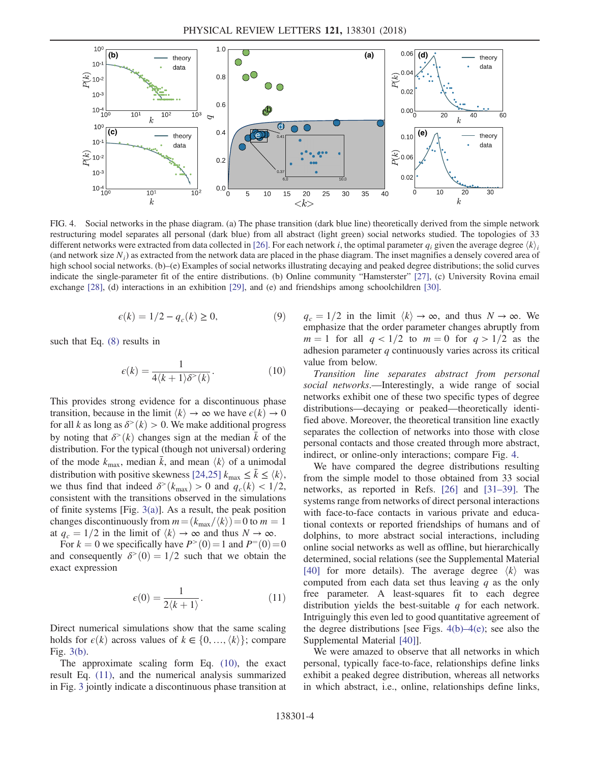FIG. 4. Social networks in the phase diagram. (a) The phase transition (dark blue line) theoretically derived from the simple network restructuring model separates all personal (dark blue) from all abstract (light green) social networks studied. The topologies of 33 different networks were extracted from data collected in [26]. For each network $i$, the optimal parameter $q_i$ given the average degree $\langle k \rangle_i$ (and network size $N_i$) as extracted from the network data are placed in the phase diagram. The inset magnifies a densely covered area of high school social networks. (b)–(e) Examples of social networks illustrating decaying and peaked degree distributions; the solid curves indicate the single-parameter fit of the entire distributions. (b) Online community "Hamsterster" [27], (c) University Rovina email exchange [28], (d) interactions in an exhibition [29], and (e) friendships among schoolchildren [30].

$$\epsilon(k) = 1/2 - q_c(k) \geq 0, \tag{9}$$

such that Eq. (8) results in

$$\epsilon(k) = \frac{1}{4\langle k+1 \rangle \delta^{>}(k)}. \tag{10}$$

This provides strong evidence for a discontinuous phase transition, because in the limit $\langle k \rangle \to \infty$ we have $\epsilon(k) \to 0$ for all $k$ as long as $\delta^{>}(k) > 0$. We make additional progress by noting that $\delta^{>}(k)$ changes sign at the median $\bar{k}$ of the distribution. For the typical (though not universal) ordering of the mode $k_{\max}$, median $\bar{k}$, and mean $\langle k \rangle$ of a unimodal distribution with positive skewness [24,25] $k_{\max} \leq \bar{k} \leq \langle k \rangle$, we thus find that indeed $\delta^{>}(k_{\max}) > 0$ and $q_c(k) < 1/2$, consistent with the transitions observed in the simulations of finite systems [Fig. 3(a)]. As a result, the peak position changes discontinuously from $m = (k_{\max}/\langle k \rangle) = 0$ to $m = 1$ at $q_c = 1/2$ in the limit of $\langle k \rangle \to \infty$ and thus $N \to \infty$.

For $k = 0$ we specifically have $P^{>}(0) = 1$ and $P^{=}(0) = 0$ and consequently $\delta^{>}(0) = 1/2$ such that we obtain the exact expression

$$\epsilon(0) = \frac{1}{2\langle k+1 \rangle}. \tag{11}$$

Direct numerical simulations show that the same scaling holds for $\epsilon(k)$ across values of $k \in \{0, \ldots, \langle k \rangle\}$; compare Fig. 3(b).

The approximate scaling form Eq. (10), the exact result Eq. (11), and the numerical analysis summarized in Fig. 3 jointly indicate a discontinuous phase transition at $q_c = 1/2$ in the limit $\langle k \rangle \to \infty$, and thus $N \to \infty$. We emphasize that the order parameter changes abruptly from $m = 1$ for all $q < 1/2$ to $m = 0$ for $q > 1/2$ as the adhesion parameter $q$ continuously varies across its critical value from below.

*Transition line separates abstract from personal social networks.*—Interestingly, a wide range of social networks exhibit one of these two specific types of degree distributions—decaying or peaked—theoretically identified above. Moreover, the theoretical transition line exactly separates the collection of networks into those with close personal contacts and those created through more abstract, indirect, or online-only interactions; compare Fig. 4.

We have compared the degree distributions resulting from the simple model to those obtained from 33 social networks, as reported in Refs. [26] and [31–39]. The systems range from networks of direct personal interactions with face-to-face contacts in various private and educational contexts or reported friendships of humans and of dolphins, to more abstract social interactions, including online social networks as well as offline, but hierarchically determined, social relations (see the Supplemental Material [40] for more details). The average degree $\langle k \rangle$ was computed from each data set thus leaving $q$ as the only free parameter. A least-squares fit to each degree distribution yields the best-suitable $q$ for each network. Intriguingly this even led to good quantitative agreement of the degree distributions [see Figs. 4(b)–4(e); see also the Supplemental Material [40]].

We were amazed to observe that all networks in which personal, typically face-to-face, relationships define links exhibit a peaked degree distribution, whereas all networks in which abstract, i.e., online, relationships define links,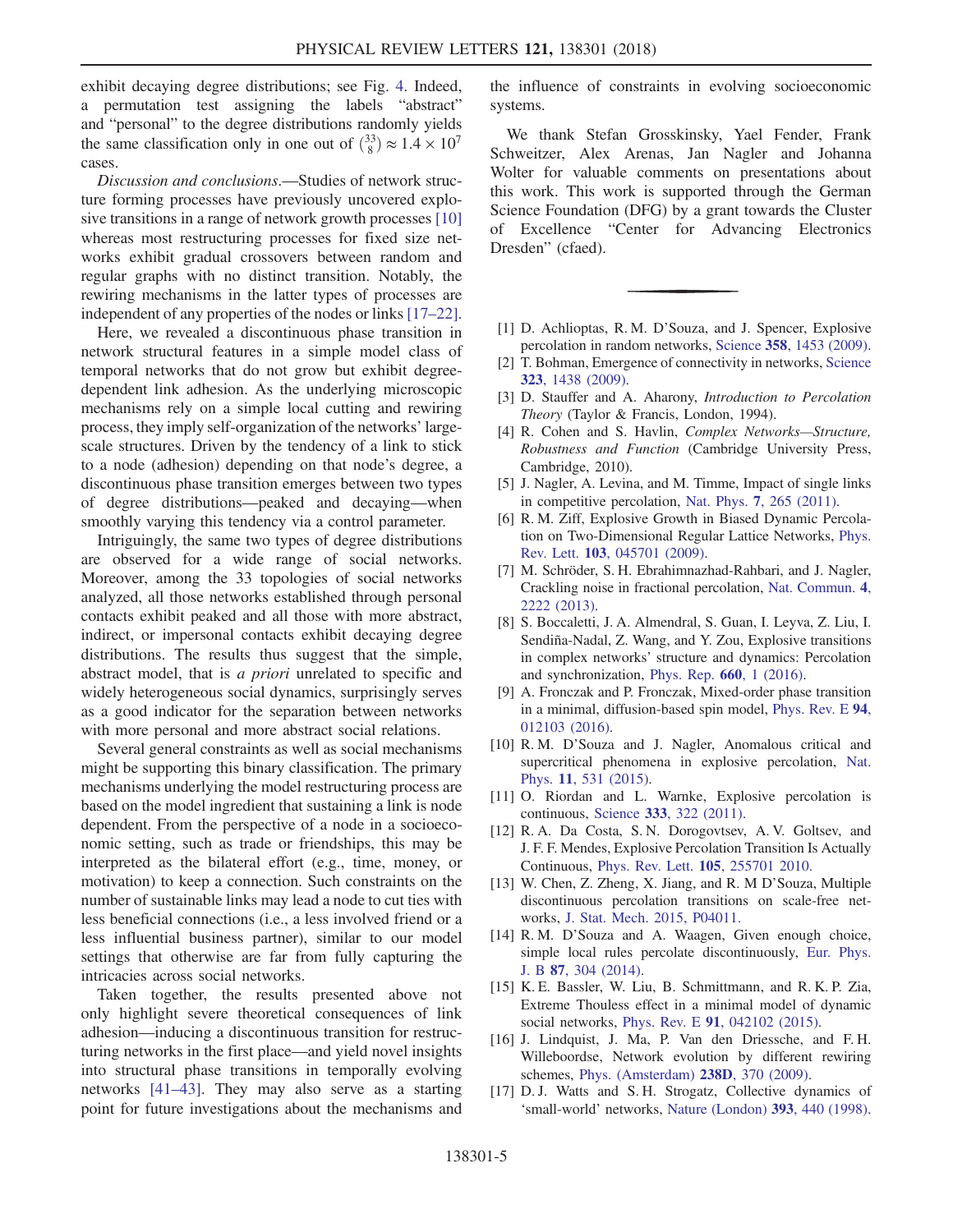exhibit decaying degree distributions; see Fig. 4. Indeed, a permutation test assigning the labels "abstract" and "personal" to the degree distributions randomly yields the same classification only in one out of $\binom{33}{8} \approx 1.4 \times 10^7$ cases.

*Discussion and conclusions.*—Studies of network structure forming processes have previously uncovered explosive transitions in a range of network growth processes [10] whereas most restructuring processes for fixed size networks exhibit gradual crossovers between random and regular graphs with no distinct transition. Notably, the rewiring mechanisms in the latter types of processes are independent of any properties of the nodes or links [17–22].

Here, we revealed a discontinuous phase transition in network structural features in a simple model class of temporal networks that do not grow but exhibit degree-dependent link adhesion. As the underlying microscopic mechanisms rely on a simple local cutting and rewiring process, they imply self-organization of the networks' large-scale structures. Driven by the tendency of a link to stick to a node (adhesion) depending on that node's degree, a discontinuous phase transition emerges between two types of degree distributions—peaked and decaying—when smoothly varying this tendency via a control parameter.

Intriguingly, the same two types of degree distributions are observed for a wide range of social networks. Moreover, among the 33 topologies of social networks analyzed, all those networks established through personal contacts exhibit peaked and all those with more abstract, indirect, or impersonal contacts exhibit decaying degree distributions. The results thus suggest that the simple, abstract model, that is *a priori* unrelated to specific and widely heterogeneous social dynamics, surprisingly serves as a good indicator for the separation between networks with more personal and more abstract social relations.

Several general constraints as well as social mechanisms might be supporting this binary classification. The primary mechanisms underlying the model restructuring process are based on the model ingredient that sustaining a link is node dependent. From the perspective of a node in a socioeconomic setting, such as trade or friendships, this may be interpreted as the bilateral effort (e.g., time, money, or motivation) to keep a connection. Such constraints on the number of sustainable links may lead a node to cut ties with less beneficial connections (i.e., a less involved friend or a less influential business partner), similar to our model settings that otherwise are far from fully capturing the intricacies across social networks.

Taken together, the results presented above not only highlight severe theoretical consequences of link adhesion—inducing a discontinuous transition for restructuring networks in the first place—and yield novel insights into structural phase transitions in temporally evolving networks [41–43]. They may also serve as a starting point for future investigations about the mechanisms and the influence of constraints in evolving socioeconomic systems.

We thank Stefan Grosskinsky, Yael Fender, Frank Schweitzer, Alex Arenas, Jan Nagler and Johanna Wolter for valuable comments on presentations about this work. This work is supported through the German Science Foundation (DFG) by a grant towards the Cluster of Excellence "Center for Advancing Electronics Dresden" (cfaed).

---

[1] D. Achlioptas, R. M. D'Souza, and J. Spencer, Explosive percolation in random networks, Science **358**, 1453 (2009).

[2] T. Bohman, Emergence of connectivity in networks, Science **323**, 1438 (2009).

[3] D. Stauffer and A. Aharony, *Introduction to Percolation Theory* (Taylor & Francis, London, 1994).

[4] R. Cohen and S. Havlin, *Complex Networks—Structure, Robustness and Function* (Cambridge University Press, Cambridge, 2010).

[5] J. Nagler, A. Levina, and M. Timme, Impact of single links in competitive percolation, Nat. Phys. **7**, 265 (2011).

[6] R. M. Ziff, Explosive Growth in Biased Dynamic Percolation on Two-Dimensional Regular Lattice Networks, Phys. Rev. Lett. **103**, 045701 (2009).

[7] M. Schröder, S. H. Ebrahimnazhad-Rahbari, and J. Nagler, Crackling noise in fractional percolation, Nat. Commun. **4**, 2222 (2013).

[8] S. Boccaletti, J. A. Almendral, S. Guan, I. Leyva, Z. Liu, I. Sendiña-Nadal, Z. Wang, and Y. Zou, Explosive transitions in complex networks' structure and dynamics: Percolation and synchronization, Phys. Rep. **660**, 1 (2016).

[9] A. Fronczak and P. Fronczak, Mixed-order phase transition in a minimal, diffusion-based spin model, Phys. Rev. E **94**, 012103 (2016).

[10] R. M. D'Souza and J. Nagler, Anomalous critical and supercritical phenomena in explosive percolation, Nat. Phys. **11**, 531 (2015).

[11] O. Riordan and L. Warnke, Explosive percolation is continuous, Science **333**, 322 (2011).

[12] R. A. Da Costa, S. N. Dorogovtsev, A. V. Goltsev, and J. F. F. Mendes, Explosive Percolation Transition Is Actually Continuous, Phys. Rev. Lett. **105**, 255701 2010.

[13] W. Chen, Z. Zheng, X. Jiang, and R. M D'Souza, Multiple discontinuous percolation transitions on scale-free networks, J. Stat. Mech. 2015, P04011.

[14] R. M. D'Souza and A. Waagen, Given enough choice, simple local rules percolate discontinuously, Eur. Phys. J. B **87**, 304 (2014).

[15] K. E. Bassler, W. Liu, B. Schmittmann, and R. K. P. Zia, Extreme Thouless effect in a minimal model of dynamic social networks, Phys. Rev. E **91**, 042102 (2015).

[16] J. Lindquist, J. Ma, P. Van den Driessche, and F. H. Willeboordse, Network evolution by different rewiring schemes, Phys. (Amsterdam) **238D**, 370 (2009).

[17] D. J. Watts and S. H. Strogatz, Collective dynamics of 'small-world' networks, Nature (London) **393**, 440 (1998).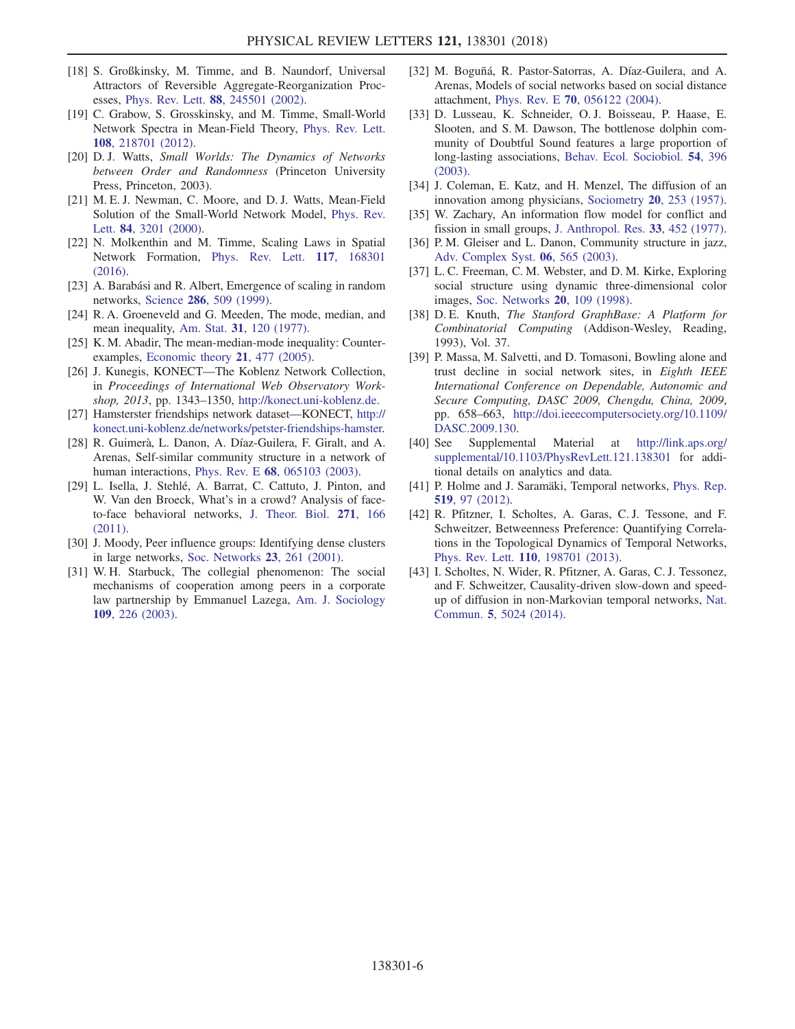[18] S. Großkinsky, M. Timme, and B. Naundorf, Universal Attractors of Reversible Aggregate-Reorganization Processes, Phys. Rev. Lett. **88**, 245501 (2002).

[19] C. Grabow, S. Grosskinsky, and M. Timme, Small-World Network Spectra in Mean-Field Theory, Phys. Rev. Lett. **108**, 218701 (2012).

[20] D. J. Watts, *Small Worlds: The Dynamics of Networks between Order and Randomness* (Princeton University Press, Princeton, 2003).

[21] M. E. J. Newman, C. Moore, and D. J. Watts, Mean-Field Solution of the Small-World Network Model, Phys. Rev. Lett. **84**, 3201 (2000).

[22] N. Molkenthin and M. Timme, Scaling Laws in Spatial Network Formation, Phys. Rev. Lett. **117**, 168301 (2016).

[23] A. Barabási and R. Albert, Emergence of scaling in random networks, Science **286**, 509 (1999).

[24] R. A. Groeneveld and G. Meeden, The mode, median, and mean inequality, Am. Stat. **31**, 120 (1977).

[25] K. M. Abadir, The mean-median-mode inequality: Counterexamples, Economic theory **21**, 477 (2005).

[26] J. Kunegis, KONECT—The Koblenz Network Collection, in *Proceedings of International Web Observatory Workshop, 2013*, pp. 1343–1350, http://konect.uni-koblenz.de.

[27] Hamsterster friendships network dataset—KONECT, http://konect.uni-koblenz.de/networks/petster-friendships-hamster.

[28] R. Guimerà, L. Danon, A. Díaz-Guilera, F. Giralt, and A. Arenas, Self-similar community structure in a network of human interactions, Phys. Rev. E **68**, 065103 (2003).

[29] L. Isella, J. Stehlé, A. Barrat, C. Cattuto, J. Pinton, and W. Van den Broeck, What's in a crowd? Analysis of face-to-face behavioral networks, J. Theor. Biol. **271**, 166 (2011).

[30] J. Moody, Peer influence groups: Identifying dense clusters in large networks, Soc. Networks **23**, 261 (2001).

[31] W. H. Starbuck, The collegial phenomenon: The social mechanisms of cooperation among peers in a corporate law partnership by Emmanuel Lazega, Am. J. Sociology **109**, 226 (2003).

[32] M. Boguñá, R. Pastor-Satorras, A. Díaz-Guilera, and A. Arenas, Models of social networks based on social distance attachment, Phys. Rev. E **70**, 056122 (2004).

[33] D. Lusseau, K. Schneider, O. J. Boisseau, P. Haase, E. Slooten, and S. M. Dawson, The bottlenose dolphin community of Doubtful Sound features a large proportion of long-lasting associations, Behav. Ecol. Sociobiol. **54**, 396 (2003).

[34] J. Coleman, E. Katz, and H. Menzel, The diffusion of an innovation among physicians, Sociometry **20**, 253 (1957).

[35] W. Zachary, An information flow model for conflict and fission in small groups, J. Anthropol. Res. **33**, 452 (1977).

[36] P. M. Gleiser and L. Danon, Community structure in jazz, Adv. Complex Syst. **06**, 565 (2003).

[37] L. C. Freeman, C. M. Webster, and D. M. Kirke, Exploring social structure using dynamic three-dimensional color images, Soc. Networks **20**, 109 (1998).

[38] D. E. Knuth, *The Stanford GraphBase: A Platform for Combinatorial Computing* (Addison-Wesley, Reading, 1993), Vol. 37.

[39] P. Massa, M. Salvetti, and D. Tomasoni, Bowling alone and trust decline in social network sites, in *Eighth IEEE International Conference on Dependable, Autonomic and Secure Computing, DASC 2009, Chengdu, China, 2009*, pp. 658–663, http://doi.ieeecomputersociety.org/10.1109/DASC.2009.130.

[40] See Supplemental Material at http://link.aps.org/supplemental/10.1103/PhysRevLett.121.138301 for additional details on analytics and data.

[41] P. Holme and J. Saramäki, Temporal networks, Phys. Rep. **519**, 97 (2012).

[42] R. Pfitzner, I. Scholtes, A. Garas, C. J. Tessone, and F. Schweitzer, Betweenness Preference: Quantifying Correlations in the Topological Dynamics of Temporal Networks, Phys. Rev. Lett. **110**, 198701 (2013).

[43] I. Scholtes, N. Wider, R. Pfitzner, A. Garas, C. J. Tessonez, and F. Schweitzer, Causality-driven slow-down and speed-up of diffusion in non-Markovian temporal networks, Nat. Commun. **5**, 5024 (2014).